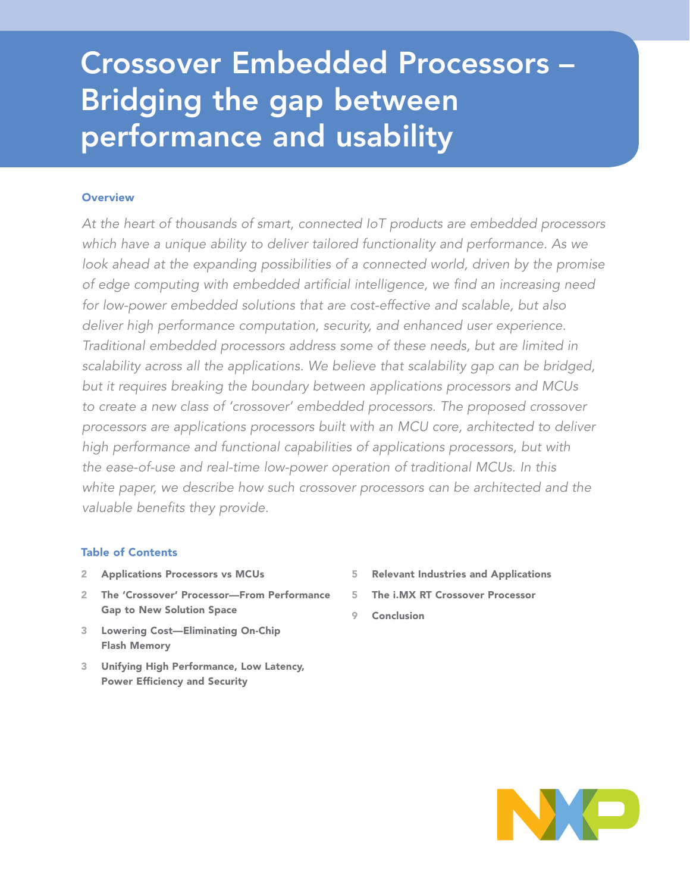# Crossover Embedded Processors – Bridging the gap between performance and usability

## Overview

*At the heart of thousands of smart, connected IoT products are embedded processors which have a unique ability to deliver tailored functionality and performance. As we look ahead at the expanding possibilities of a connected world, driven by the promise of edge computing with embedded artificial intelligence, we find an increasing need for low-power embedded solutions that are cost-effective and scalable, but also deliver high performance computation, security, and enhanced user experience. Traditional embedded processors address some of these needs, but are limited in scalability across all the applications. We believe that scalability gap can be bridged, but it requires breaking the boundary between applications processors and MCUs to create a new class of 'crossover' embedded processors. The proposed crossover processors are applications processors built with an MCU core, architected to deliver high performance and functional capabilities of applications processors, but with the ease-of-use and real-time low-power operation of traditional MCUs. In this white paper, we describe how such crossover processors can be architected and the valuable benefits they provide.*

## Table of Contents

- 2 **Applications Processors vs MCUs**
- 2 **The 'Crossover' Processor—From Performance Gap to New Solution Space**
- 3 **Lowering Cost—Eliminating On-Chip Flash Memory**
- 3 **Unifying High Performance, Low Latency, Power Efficiency and Security**
- 5 **Relevant Industries and Applications**
- 5 **The i.MX RT Crossover Processor**
- 9 **Conclusion**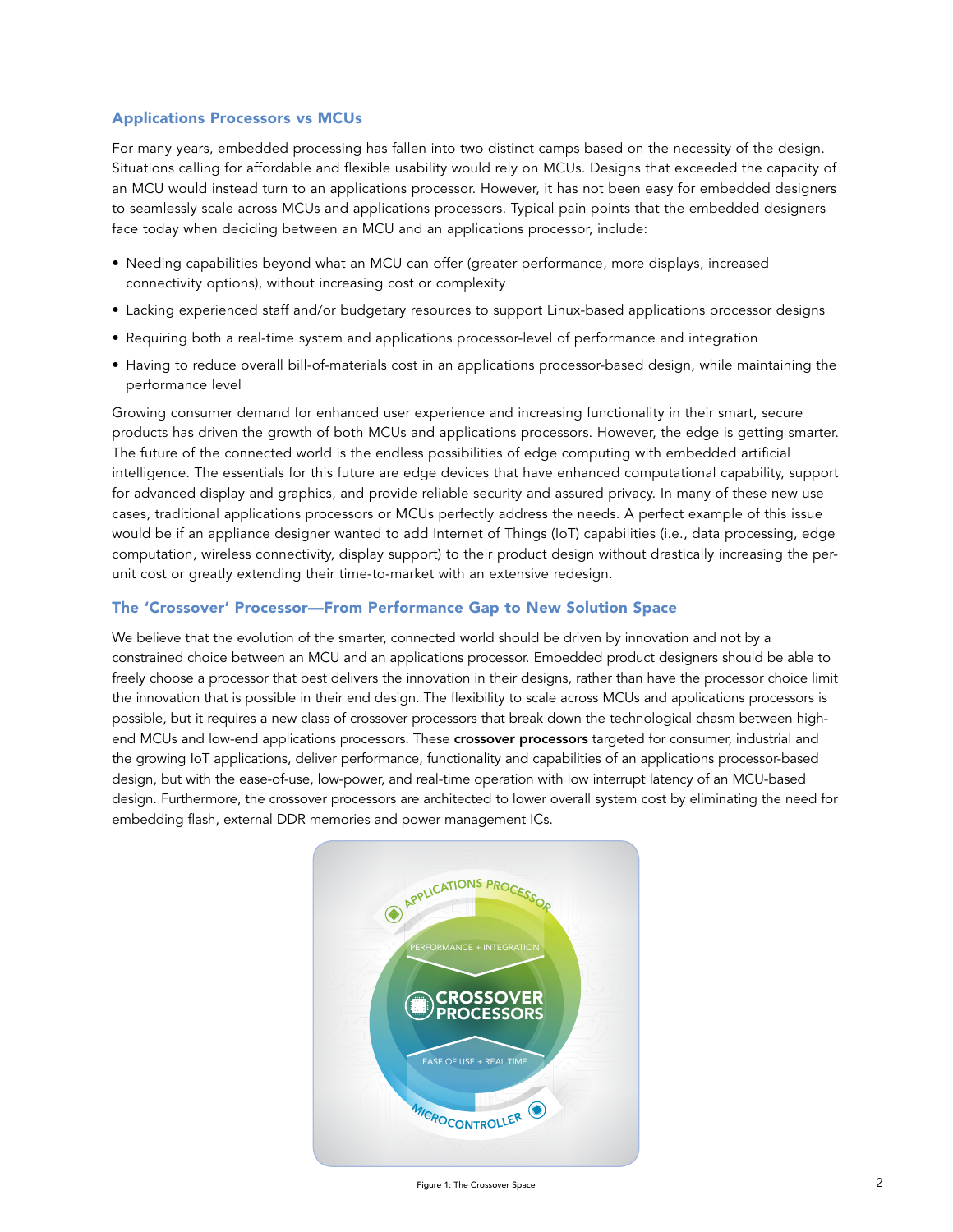## Applications Processors vs MCUs

For many years, embedded processing has fallen into two distinct camps based on the necessity of the design. Situations calling for affordable and flexible usability would rely on MCUs. Designs that exceeded the capacity of an MCU would instead turn to an applications processor. However, it has not been easy for embedded designers to seamlessly scale across MCUs and applications processors. Typical pain points that the embedded designers face today when deciding between an MCU and an applications processor, include:

- Needing capabilities beyond what an MCU can offer (greater performance, more displays, increased connectivity options), without increasing cost or complexity
- Lacking experienced staff and/or budgetary resources to support Linux-based applications processor designs
- Requiring both a real-time system and applications processor-level of performance and integration
- Having to reduce overall bill-of-materials cost in an applications processor-based design, while maintaining the performance level

Growing consumer demand for enhanced user experience and increasing functionality in their smart, secure products has driven the growth of both MCUs and applications processors. However, the edge is getting smarter. The future of the connected world is the endless possibilities of edge computing with embedded artificial intelligence. The essentials for this future are edge devices that have enhanced computational capability, support for advanced display and graphics, and provide reliable security and assured privacy. In many of these new use cases, traditional applications processors or MCUs perfectly address the needs. A perfect example of this issue would be if an appliance designer wanted to add Internet of Things (IoT) capabilities (i.e., data processing, edge computation, wireless connectivity, display support) to their product design without drastically increasing the per-unit cost or greatly extending their time-to-market with an extensive redesign.

## The 'Crossover' Processor—From Performance Gap to New Solution Space

We believe that the evolution of the smarter, connected world should be driven by innovation and not by a constrained choice between an MCU and an applications processor. Embedded product designers should be able to freely choose a processor that best delivers the innovation in their designs, rather than have the processor choice limit the innovation that is possible in their end design. The flexibility to scale across MCUs and applications processors is possible, but it requires a new class of crossover processors that break down the technological chasm between high-end MCUs and low-end applications processors. These **crossover processors** targeted for consumer, industrial and the growing IoT applications, deliver performance, functionality and capabilities of an applications processor-based design, but with the ease-of-use, low-power, and real-time operation with low interrupt latency of an MCU-based design. Furthermore, the crossover processors are architected to lower overall system cost by eliminating the need for embedding flash, external DDR memories and power management ICs.

APPLICATIONS PROCESSOR

PERFORMANCE + INTEGRATION

CROSSOVER PROCESSORS

EASE OF USE + REAL TIME

MICROCONTROLLER

Figure 1: The Crossover Space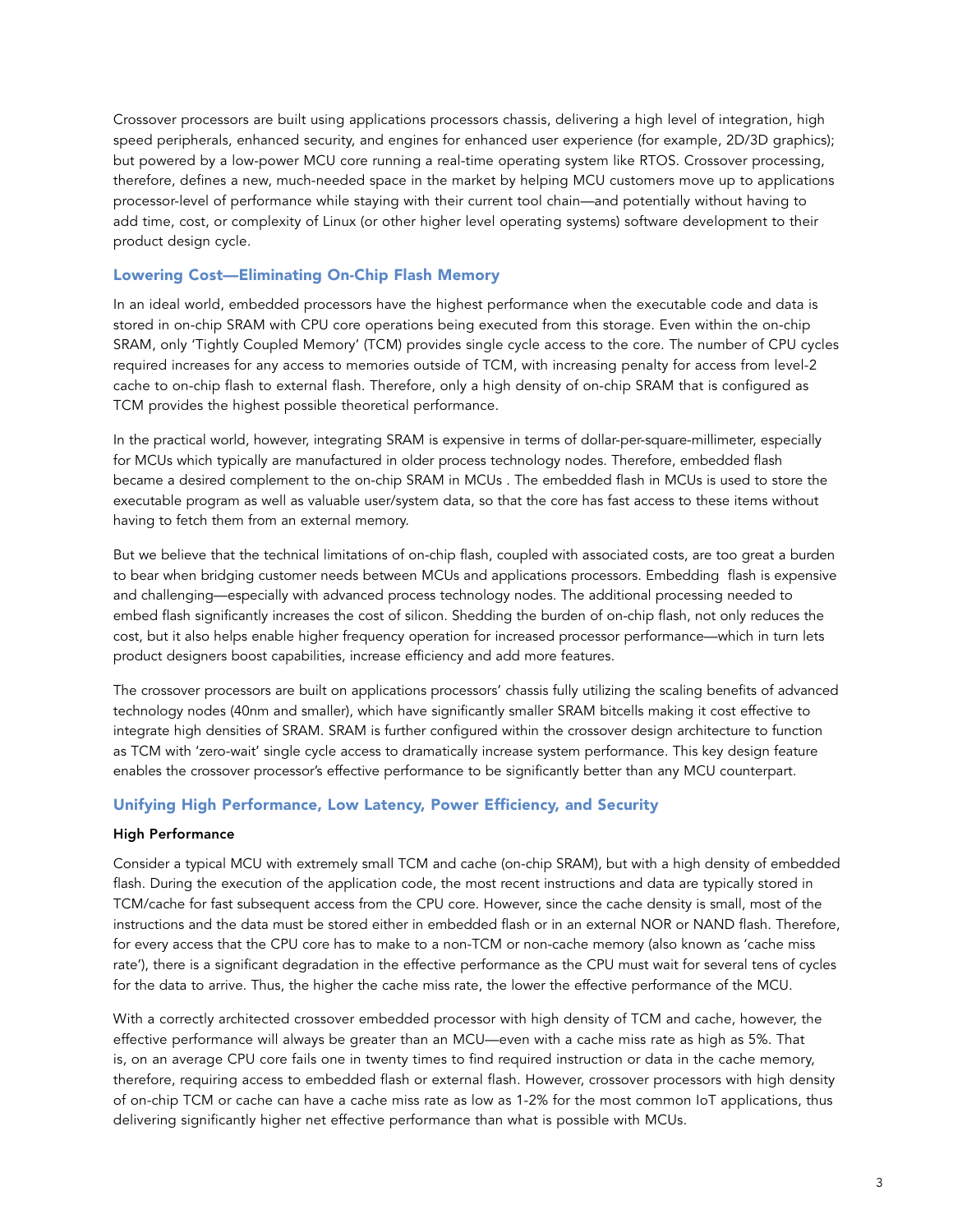Crossover processors are built using applications processors chassis, delivering a high level of integration, high speed peripherals, enhanced security, and engines for enhanced user experience (for example, 2D/3D graphics); but powered by a low-power MCU core running a real-time operating system like RTOS. Crossover processing, therefore, defines a new, much-needed space in the market by helping MCU customers move up to applications processor-level of performance while staying with their current tool chain—and potentially without having to add time, cost, or complexity of Linux (or other higher level operating systems) software development to their product design cycle.

## Lowering Cost—Eliminating On-Chip Flash Memory

In an ideal world, embedded processors have the highest performance when the executable code and data is stored in on-chip SRAM with CPU core operations being executed from this storage. Even within the on-chip SRAM, only 'Tightly Coupled Memory' (TCM) provides single cycle access to the core. The number of CPU cycles required increases for any access to memories outside of TCM, with increasing penalty for access from level-2 cache to on-chip flash to external flash. Therefore, only a high density of on-chip SRAM that is configured as TCM provides the highest possible theoretical performance.

In the practical world, however, integrating SRAM is expensive in terms of dollar-per-square-millimeter, especially for MCUs which typically are manufactured in older process technology nodes. Therefore, embedded flash became a desired complement to the on-chip SRAM in MCUs . The embedded flash in MCUs is used to store the executable program as well as valuable user/system data, so that the core has fast access to these items without having to fetch them from an external memory.

But we believe that the technical limitations of on-chip flash, coupled with associated costs, are too great a burden to bear when bridging customer needs between MCUs and applications processors. Embedding flash is expensive and challenging—especially with advanced process technology nodes. The additional processing needed to embed flash significantly increases the cost of silicon. Shedding the burden of on-chip flash, not only reduces the cost, but it also helps enable higher frequency operation for increased processor performance—which in turn lets product designers boost capabilities, increase efficiency and add more features.

The crossover processors are built on applications processors' chassis fully utilizing the scaling benefits of advanced technology nodes (40nm and smaller), which have significantly smaller SRAM bitcells making it cost effective to integrate high densities of SRAM. SRAM is further configured within the crossover design architecture to function as TCM with 'zero-wait' single cycle access to dramatically increase system performance. This key design feature enables the crossover processor's effective performance to be significantly better than any MCU counterpart.

## Unifying High Performance, Low Latency, Power Efficiency, and Security

### High Performance

Consider a typical MCU with extremely small TCM and cache (on-chip SRAM), but with a high density of embedded flash. During the execution of the application code, the most recent instructions and data are typically stored in TCM/cache for fast subsequent access from the CPU core. However, since the cache density is small, most of the instructions and the data must be stored either in embedded flash or in an external NOR or NAND flash. Therefore, for every access that the CPU core has to make to a non-TCM or non-cache memory (also known as 'cache miss rate'), there is a significant degradation in the effective performance as the CPU must wait for several tens of cycles for the data to arrive. Thus, the higher the cache miss rate, the lower the effective performance of the MCU.

With a correctly architected crossover embedded processor with high density of TCM and cache, however, the effective performance will always be greater than an MCU—even with a cache miss rate as high as 5%. That is, on an average CPU core fails one in twenty times to find required instruction or data in the cache memory, therefore, requiring access to embedded flash or external flash. However, crossover processors with high density of on-chip TCM or cache can have a cache miss rate as low as 1-2% for the most common IoT applications, thus delivering significantly higher net effective performance than what is possible with MCUs.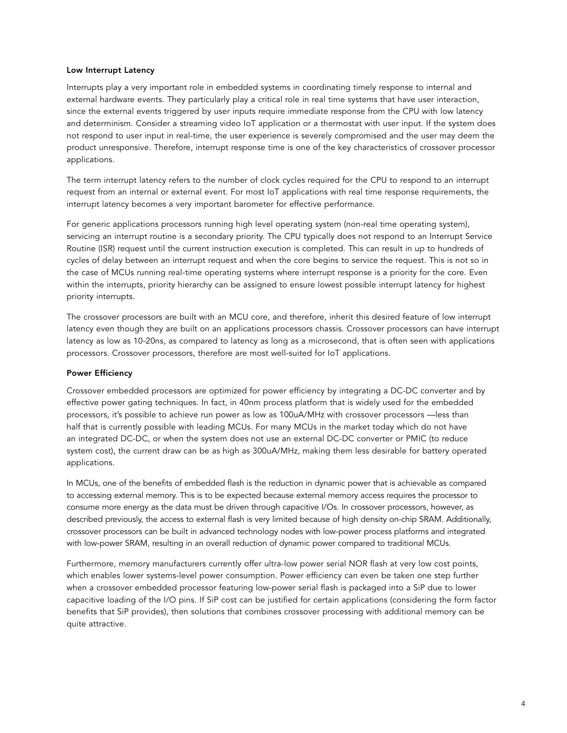**Low Interrupt Latency**

Interrupts play a very important role in embedded systems in coordinating timely response to internal and external hardware events. They particularly play a critical role in real time systems that have user interaction, since the external events triggered by user inputs require immediate response from the CPU with low latency and determinism. Consider a streaming video IoT application or a thermostat with user input. If the system does not respond to user input in real-time, the user experience is severely compromised and the user may deem the product unresponsive. Therefore, interrupt response time is one of the key characteristics of crossover processor applications.

The term interrupt latency refers to the number of clock cycles required for the CPU to respond to an interrupt request from an internal or external event. For most IoT applications with real time response requirements, the interrupt latency becomes a very important barometer for effective performance.

For generic applications processors running high level operating system (non-real time operating system), servicing an interrupt routine is a secondary priority. The CPU typically does not respond to an Interrupt Service Routine (ISR) request until the current instruction execution is completed. This can result in up to hundreds of cycles of delay between an interrupt request and when the core begins to service the request. This is not so in the case of MCUs running real-time operating systems where interrupt response is a priority for the core. Even within the interrupts, priority hierarchy can be assigned to ensure lowest possible interrupt latency for highest priority interrupts.

The crossover processors are built with an MCU core, and therefore, inherit this desired feature of low interrupt latency even though they are built on an applications processors chassis. Crossover processors can have interrupt latency as low as 10-20ns, as compared to latency as long as a microsecond, that is often seen with applications processors. Crossover processors, therefore are most well-suited for IoT applications.

**Power Efficiency**

Crossover embedded processors are optimized for power efficiency by integrating a DC-DC converter and by effective power gating techniques. In fact, in 40nm process platform that is widely used for the embedded processors, it's possible to achieve run power as low as 100uA/MHz with crossover processors —less than half that is currently possible with leading MCUs. For many MCUs in the market today which do not have an integrated DC-DC, or when the system does not use an external DC-DC converter or PMIC (to reduce system cost), the current draw can be as high as 300uA/MHz, making them less desirable for battery operated applications.

In MCUs, one of the benefits of embedded flash is the reduction in dynamic power that is achievable as compared to accessing external memory. This is to be expected because external memory access requires the processor to consume more energy as the data must be driven through capacitive I/Os. In crossover processors, however, as described previously, the access to external flash is very limited because of high density on-chip SRAM. Additionally, crossover processors can be built in advanced technology nodes with low-power process platforms and integrated with low-power SRAM, resulting in an overall reduction of dynamic power compared to traditional MCUs.

Furthermore, memory manufacturers currently offer ultra-low power serial NOR flash at very low cost points, which enables lower systems-level power consumption. Power efficiency can even be taken one step further when a crossover embedded processor featuring low-power serial flash is packaged into a SiP due to lower capacitive loading of the I/O pins. If SiP cost can be justified for certain applications (considering the form factor benefits that SiP provides), then solutions that combines crossover processing with additional memory can be quite attractive.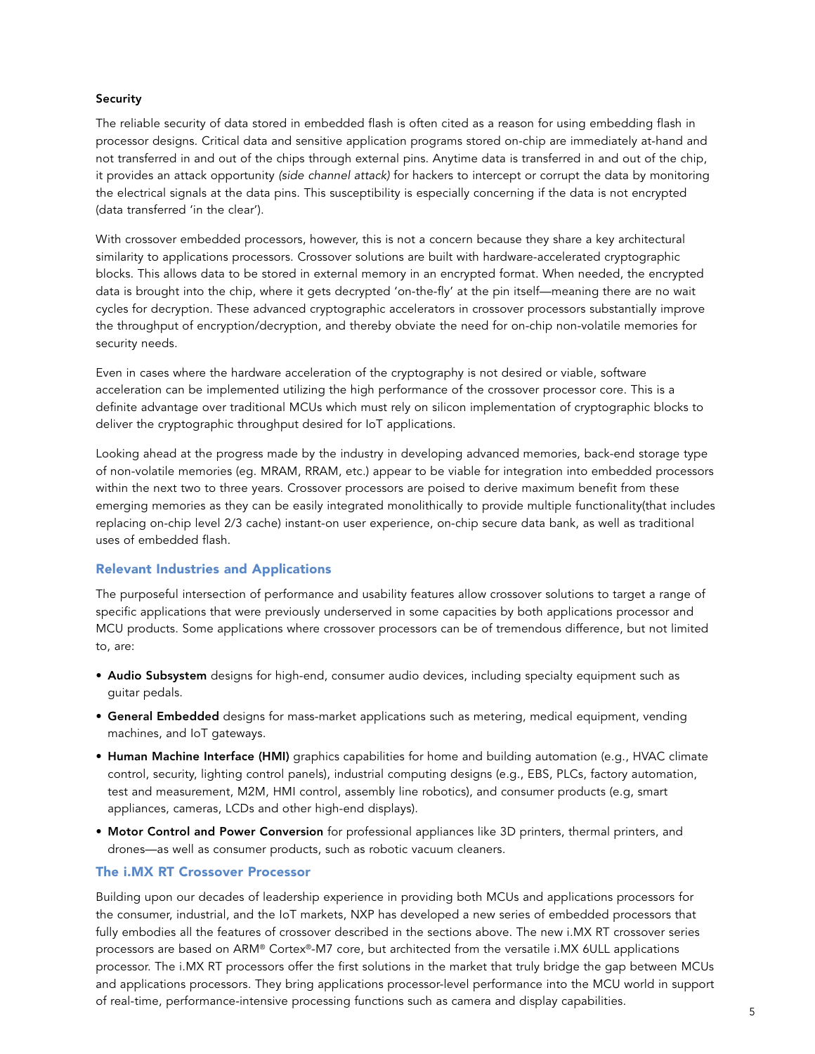**Security**

The reliable security of data stored in embedded flash is often cited as a reason for using embedding flash in processor designs. Critical data and sensitive application programs stored on-chip are immediately at-hand and not transferred in and out of the chips through external pins. Anytime data is transferred in and out of the chip, it provides an attack opportunity *(side channel attack)* for hackers to intercept or corrupt the data by monitoring the electrical signals at the data pins. This susceptibility is especially concerning if the data is not encrypted (data transferred 'in the clear').

With crossover embedded processors, however, this is not a concern because they share a key architectural similarity to applications processors. Crossover solutions are built with hardware-accelerated cryptographic blocks. This allows data to be stored in external memory in an encrypted format. When needed, the encrypted data is brought into the chip, where it gets decrypted 'on-the-fly' at the pin itself—meaning there are no wait cycles for decryption. These advanced cryptographic accelerators in crossover processors substantially improve the throughput of encryption/decryption, and thereby obviate the need for on-chip non-volatile memories for security needs.

Even in cases where the hardware acceleration of the cryptography is not desired or viable, software acceleration can be implemented utilizing the high performance of the crossover processor core. This is a definite advantage over traditional MCUs which must rely on silicon implementation of cryptographic blocks to deliver the cryptographic throughput desired for IoT applications.

Looking ahead at the progress made by the industry in developing advanced memories, back-end storage type of non-volatile memories (eg. MRAM, RRAM, etc.) appear to be viable for integration into embedded processors within the next two to three years. Crossover processors are poised to derive maximum benefit from these emerging memories as they can be easily integrated monolithically to provide multiple functionality(that includes replacing on-chip level 2/3 cache) instant-on user experience, on-chip secure data bank, as well as traditional uses of embedded flash.

## Relevant Industries and Applications

The purposeful intersection of performance and usability features allow crossover solutions to target a range of specific applications that were previously underserved in some capacities by both applications processor and MCU products. Some applications where crossover processors can be of tremendous difference, but not limited to, are:

- **Audio Subsystem** designs for high-end, consumer audio devices, including specialty equipment such as guitar pedals.
- **General Embedded** designs for mass-market applications such as metering, medical equipment, vending machines, and IoT gateways.
- **Human Machine Interface (HMI)** graphics capabilities for home and building automation (e.g., HVAC climate control, security, lighting control panels), industrial computing designs (e.g., EBS, PLCs, factory automation, test and measurement, M2M, HMI control, assembly line robotics), and consumer products (e.g, smart appliances, cameras, LCDs and other high-end displays).
- **Motor Control and Power Conversion** for professional appliances like 3D printers, thermal printers, and drones—as well as consumer products, such as robotic vacuum cleaners.

## The i.MX RT Crossover Processor

Building upon our decades of leadership experience in providing both MCUs and applications processors for the consumer, industrial, and the IoT markets, NXP has developed a new series of embedded processors that fully embodies all the features of crossover described in the sections above. The new i.MX RT crossover series processors are based on ARM® Cortex®-M7 core, but architected from the versatile i.MX 6ULL applications processor. The i.MX RT processors offer the first solutions in the market that truly bridge the gap between MCUs and applications processors. They bring applications processor-level performance into the MCU world in support of real-time, performance-intensive processing functions such as camera and display capabilities.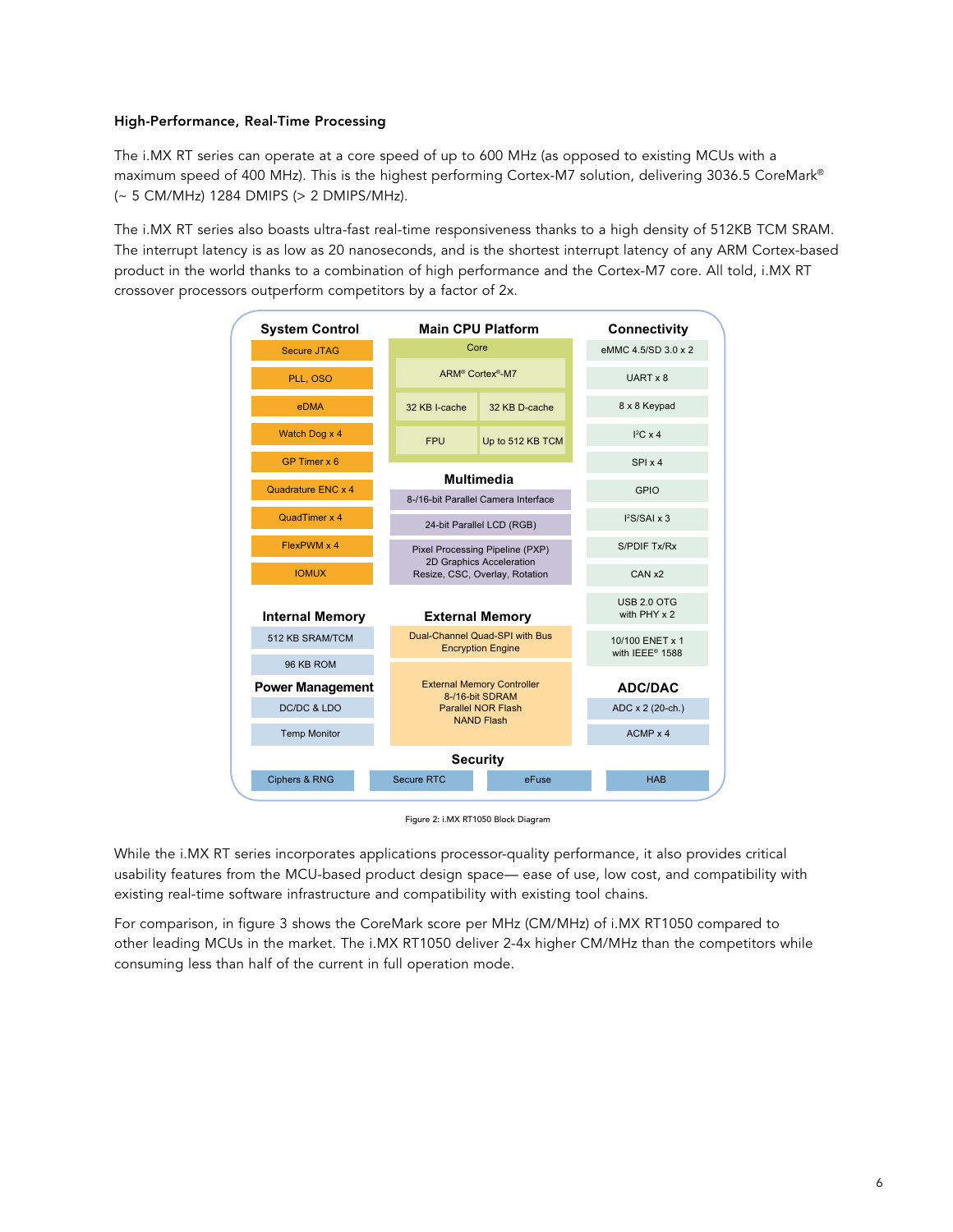### High-Performance, Real-Time Processing

The i.MX RT series can operate at a core speed of up to 600 MHz (as opposed to existing MCUs with a maximum speed of 400 MHz). This is the highest performing Cortex-M7 solution, delivering 3036.5 CoreMark® (~ 5 CM/MHz) 1284 DMIPS (> 2 DMIPS/MHz).

The i.MX RT series also boasts ultra-fast real-time responsiveness thanks to a high density of 512KB TCM SRAM. The interrupt latency is as low as 20 nanoseconds, and is the shortest interrupt latency of any ARM Cortex-based product in the world thanks to a combination of high performance and the Cortex-M7 core. All told, i.MX RT crossover processors outperform competitors by a factor of 2x.

**System Control**
- Secure JTAG
- PLL, OSO
- eDMA
- Watch Dog x 4
- GP Timer x 6
- Quadrature ENC x 4
- QuadTimer x 4
- FlexPWM x 4
- IOMUX

**Main CPU Platform**
- Core
  - ARM® Cortex®-M7
  - 32 KB I-cache
  - 32 KB D-cache
  - FPU
  - Up to 512 KB TCM

**Multimedia**
- 8-/16-bit Parallel Camera Interface
- 24-bit Parallel LCD (RGB)
- Pixel Processing Pipeline (PXP) 2D Graphics Acceleration Resize, CSC, Overlay, Rotation

**Connectivity**
- eMMC 4.5/SD 3.0 x 2
- UART x 8
- 8 x 8 Keypad
- I²C x 4
- SPI x 4
- GPIO
- I²S/SAI x 3
- S/PDIF Tx/Rx
- CAN x2
- USB 2.0 OTG with PHY x 2
- 10/100 ENET x 1 with IEEE® 1588

**Internal Memory**
- 512 KB SRAM/TCM
- 96 KB ROM

**Power Management**
- DC/DC & LDO
- Temp Monitor

**External Memory**
- Dual-Channel Quad-SPI with Bus Encryption Engine
- External Memory Controller 8-/16-bit SDRAM Parallel NOR Flash NAND Flash

**ADC/DAC**
- ADC x 2 (20-ch.)
- ACMP x 4

**Security**
- Ciphers & RNG
- Secure RTC
- eFuse
- HAB

Figure 2: i.MX RT1050 Block Diagram

While the i.MX RT series incorporates applications processor-quality performance, it also provides critical usability features from the MCU-based product design space— ease of use, low cost, and compatibility with existing real-time software infrastructure and compatibility with existing tool chains.

For comparison, in figure 3 shows the CoreMark score per MHz (CM/MHz) of i.MX RT1050 compared to other leading MCUs in the market. The i.MX RT1050 deliver 2-4x higher CM/MHz than the competitors while consuming less than half of the current in full operation mode.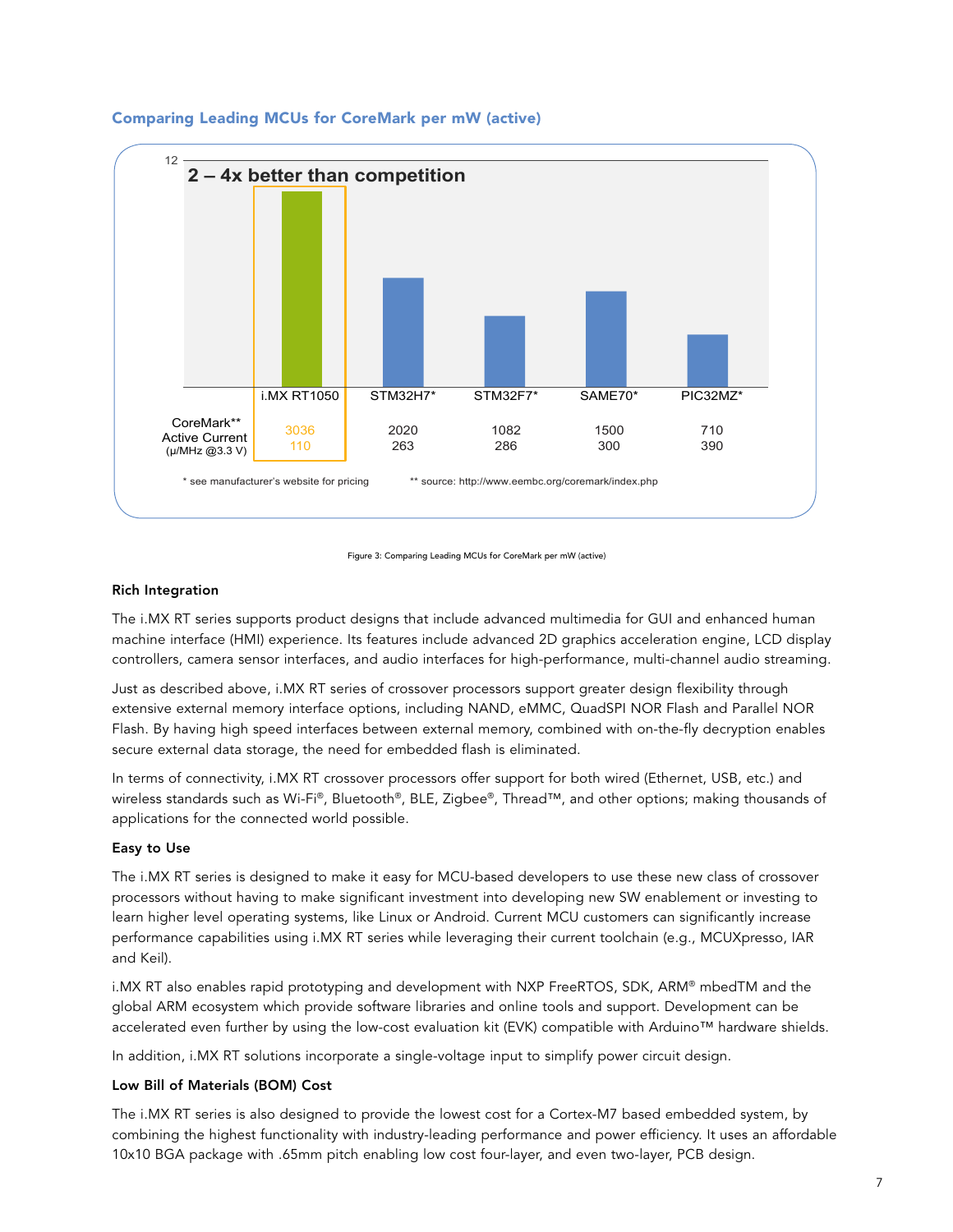### Comparing Leading MCUs for CoreMark per mW (active)

**2 – 4x better than competition**

| | i.MX RT1050 | STM32H7* | STM32F7* | SAME70* | PIC32MZ* |
|---|---|---|---|---|---|
| CoreMark** | 3036 | 2020 | 1082 | 1500 | 710 |
| Active Current (μ/MHz @3.3 V) | 110 | 263 | 286 | 300 | 390 |

\* see manufacturer's website for pricing    ** source: http://www.eembc.org/coremark/index.php

Figure 3: Comparing Leading MCUs for CoreMark per mW (active)

**Rich Integration**

The i.MX RT series supports product designs that include advanced multimedia for GUI and enhanced human machine interface (HMI) experience. Its features include advanced 2D graphics acceleration engine, LCD display controllers, camera sensor interfaces, and audio interfaces for high-performance, multi-channel audio streaming.

Just as described above, i.MX RT series of crossover processors support greater design flexibility through extensive external memory interface options, including NAND, eMMC, QuadSPI NOR Flash and Parallel NOR Flash. By having high speed interfaces between external memory, combined with on-the-fly decryption enables secure external data storage, the need for embedded flash is eliminated.

In terms of connectivity, i.MX RT crossover processors offer support for both wired (Ethernet, USB, etc.) and wireless standards such as Wi-Fi®, Bluetooth®, BLE, Zigbee®, Thread™, and other options; making thousands of applications for the connected world possible.

**Easy to Use**

The i.MX RT series is designed to make it easy for MCU-based developers to use these new class of crossover processors without having to make significant investment into developing new SW enablement or investing to learn higher level operating systems, like Linux or Android. Current MCU customers can significantly increase performance capabilities using i.MX RT series while leveraging their current toolchain (e.g., MCUXpresso, IAR and Keil).

i.MX RT also enables rapid prototyping and development with NXP FreeRTOS, SDK, ARM® mbedTM and the global ARM ecosystem which provide software libraries and online tools and support. Development can be accelerated even further by using the low-cost evaluation kit (EVK) compatible with Arduino™ hardware shields.

In addition, i.MX RT solutions incorporate a single-voltage input to simplify power circuit design.

**Low Bill of Materials (BOM) Cost**

The i.MX RT series is also designed to provide the lowest cost for a Cortex-M7 based embedded system, by combining the highest functionality with industry-leading performance and power efficiency. It uses an affordable 10x10 BGA package with .65mm pitch enabling low cost four-layer, and even two-layer, PCB design.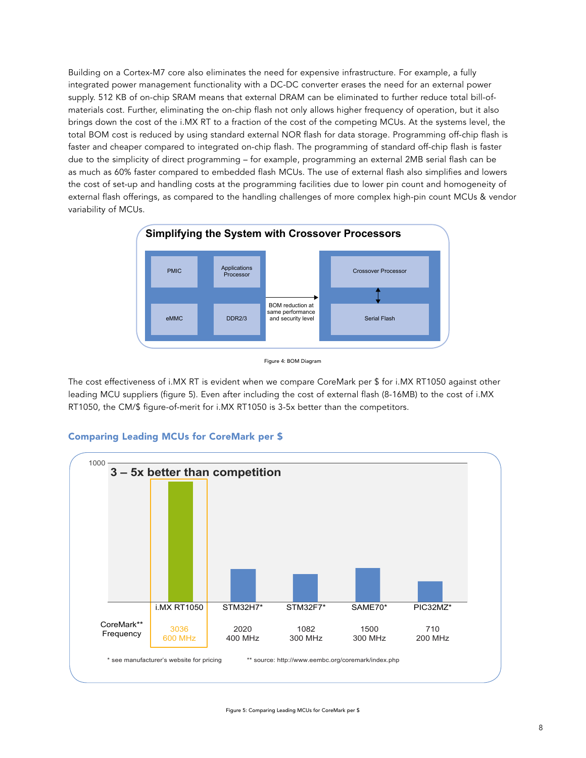Building on a Cortex-M7 core also eliminates the need for expensive infrastructure. For example, a fully integrated power management functionality with a DC-DC converter erases the need for an external power supply. 512 KB of on-chip SRAM means that external DRAM can be eliminated to further reduce total bill-of-materials cost. Further, eliminating the on-chip flash not only allows higher frequency of operation, but it also brings down the cost of the i.MX RT to a fraction of the cost of the competing MCUs. At the systems level, the total BOM cost is reduced by using standard external NOR flash for data storage. Programming off-chip flash is faster and cheaper compared to integrated on-chip flash. The programming of standard off-chip flash is faster due to the simplicity of direct programming – for example, programming an external 2MB serial flash can be as much as 60% faster compared to embedded flash MCUs. The use of external flash also simplifies and lowers the cost of set-up and handling costs at the programming facilities due to lower pin count and homogeneity of external flash offerings, as compared to the handling challenges of more complex high-pin count MCUs & vendor variability of MCUs.

**Simplifying the System with Crossover Processors**

| PMIC | Applications Processor | → BOM reduction at same performance and security level | Crossover Processor |
|---|---|---|---|
| eMMC | DDR2/3 | | Serial Flash |

Figure 4: BOM Diagram

The cost effectiveness of i.MX RT is evident when we compare CoreMark per $ for i.MX RT1050 against other leading MCU suppliers (figure 5). Even after including the cost of external flash (8-16MB) to the cost of i.MX RT1050, the CM/$ figure-of-merit for i.MX RT1050 is 3-5x better than the competitors.

## Comparing Leading MCUs for CoreMark per $

**3 – 5x better than competition**

| | i.MX RT1050 | STM32H7* | STM32F7* | SAME70* | PIC32MZ* |
|---|---|---|---|---|---|
| CoreMark** | 3036 | 2020 | 1082 | 1500 | 710 |
| Frequency | 600 MHz | 400 MHz | 300 MHz | 300 MHz | 200 MHz |

\* see manufacturer's website for pricing ** source: http://www.eembc.org/coremark/index.php

Figure 5: Comparing Leading MCUs for CoreMark per $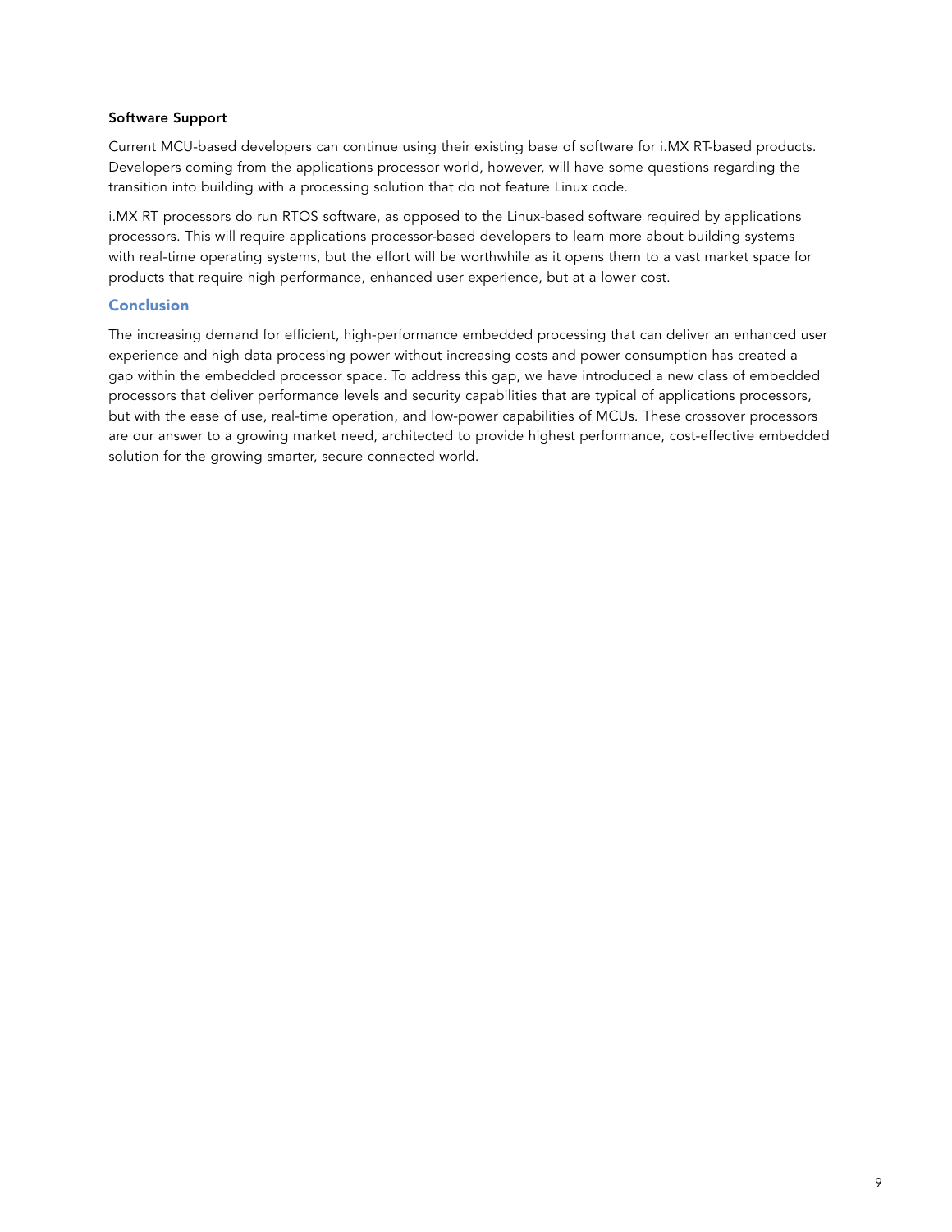### Software Support

Current MCU-based developers can continue using their existing base of software for i.MX RT-based products. Developers coming from the applications processor world, however, will have some questions regarding the transition into building with a processing solution that do not feature Linux code.

i.MX RT processors do run RTOS software, as opposed to the Linux-based software required by applications processors. This will require applications processor-based developers to learn more about building systems with real-time operating systems, but the effort will be worthwhile as it opens them to a vast market space for products that require high performance, enhanced user experience, but at a lower cost.

## Conclusion

The increasing demand for efficient, high-performance embedded processing that can deliver an enhanced user experience and high data processing power without increasing costs and power consumption has created a gap within the embedded processor space. To address this gap, we have introduced a new class of embedded processors that deliver performance levels and security capabilities that are typical of applications processors, but with the ease of use, real-time operation, and low-power capabilities of MCUs. These crossover processors are our answer to a growing market need, architected to provide highest performance, cost-effective embedded solution for the growing smarter, secure connected world.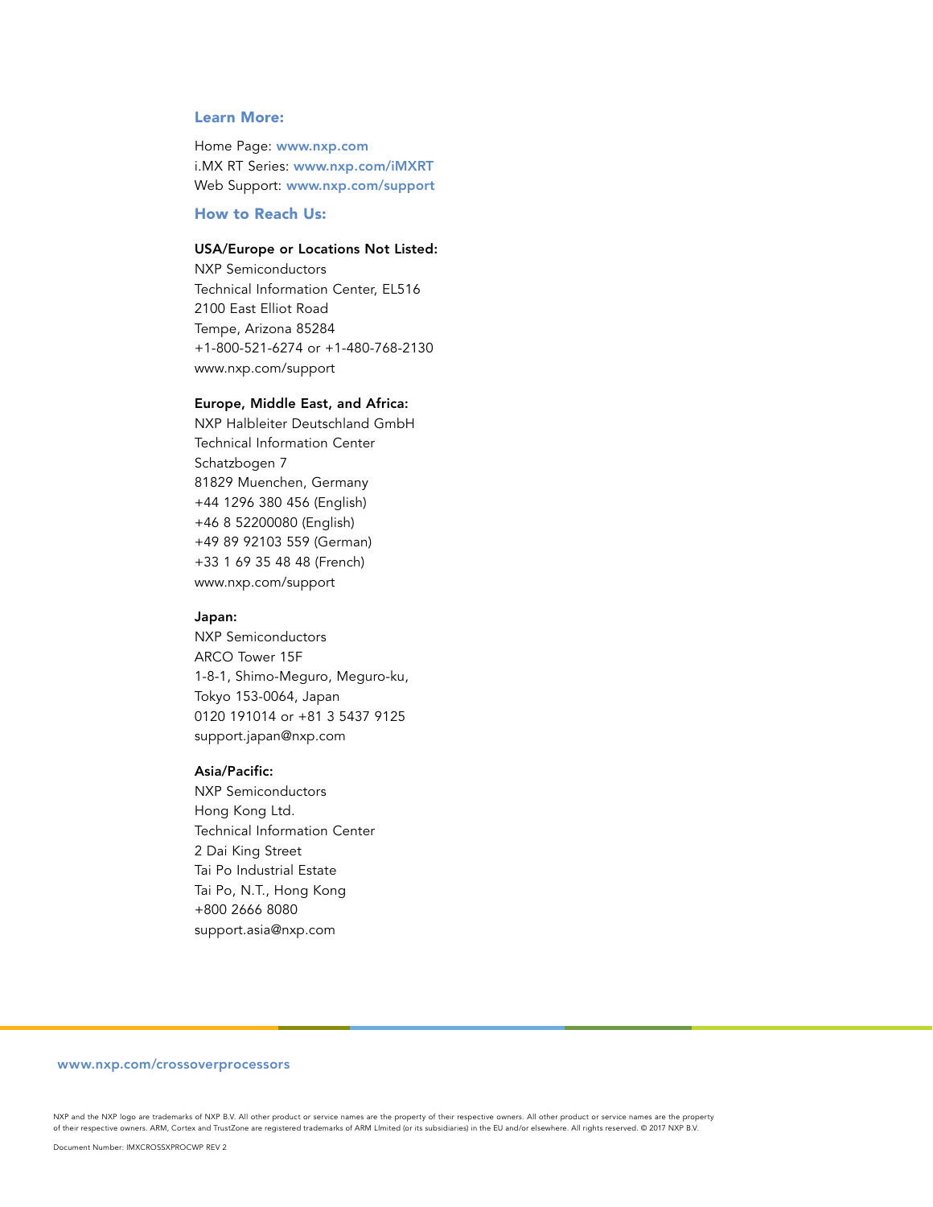## Learn More:

Home Page: www.nxp.com
i.MX RT Series: www.nxp.com/iMXRT
Web Support: www.nxp.com/support

## How to Reach Us:

**USA/Europe or Locations Not Listed:**
NXP Semiconductors
Technical Information Center, EL516
2100 East Elliot Road
Tempe, Arizona 85284
+1-800-521-6274 or +1-480-768-2130
www.nxp.com/support

**Europe, Middle East, and Africa:**
NXP Halbleiter Deutschland GmbH
Technical Information Center
Schatzbogen 7
81829 Muenchen, Germany
+44 1296 380 456 (English)
+46 8 52200080 (English)
+49 89 92103 559 (German)
+33 1 69 35 48 48 (French)
www.nxp.com/support

**Japan:**
NXP Semiconductors
ARCO Tower 15F
1-8-1, Shimo-Meguro, Meguro-ku,
Tokyo 153-0064, Japan
0120 191014 or +81 3 5437 9125
support.japan@nxp.com

**Asia/Pacific:**
NXP Semiconductors
Hong Kong Ltd.
Technical Information Center
2 Dai King Street
Tai Po Industrial Estate
Tai Po, N.T., Hong Kong
+800 2666 8080
support.asia@nxp.com

www.nxp.com/crossoverprocessors

NXP and the NXP logo are trademarks of NXP B.V. All other product or service names are the property of their respective owners. All other product or service names are the property of their respective owners. ARM, Cortex and TrustZone are registered trademarks of ARM LImited (or its subsidiaries) in the EU and/or elsewhere. All rights reserved. © 2017 NXP B.V.

Document Number: IMXCROSSXPROCWP REV 2